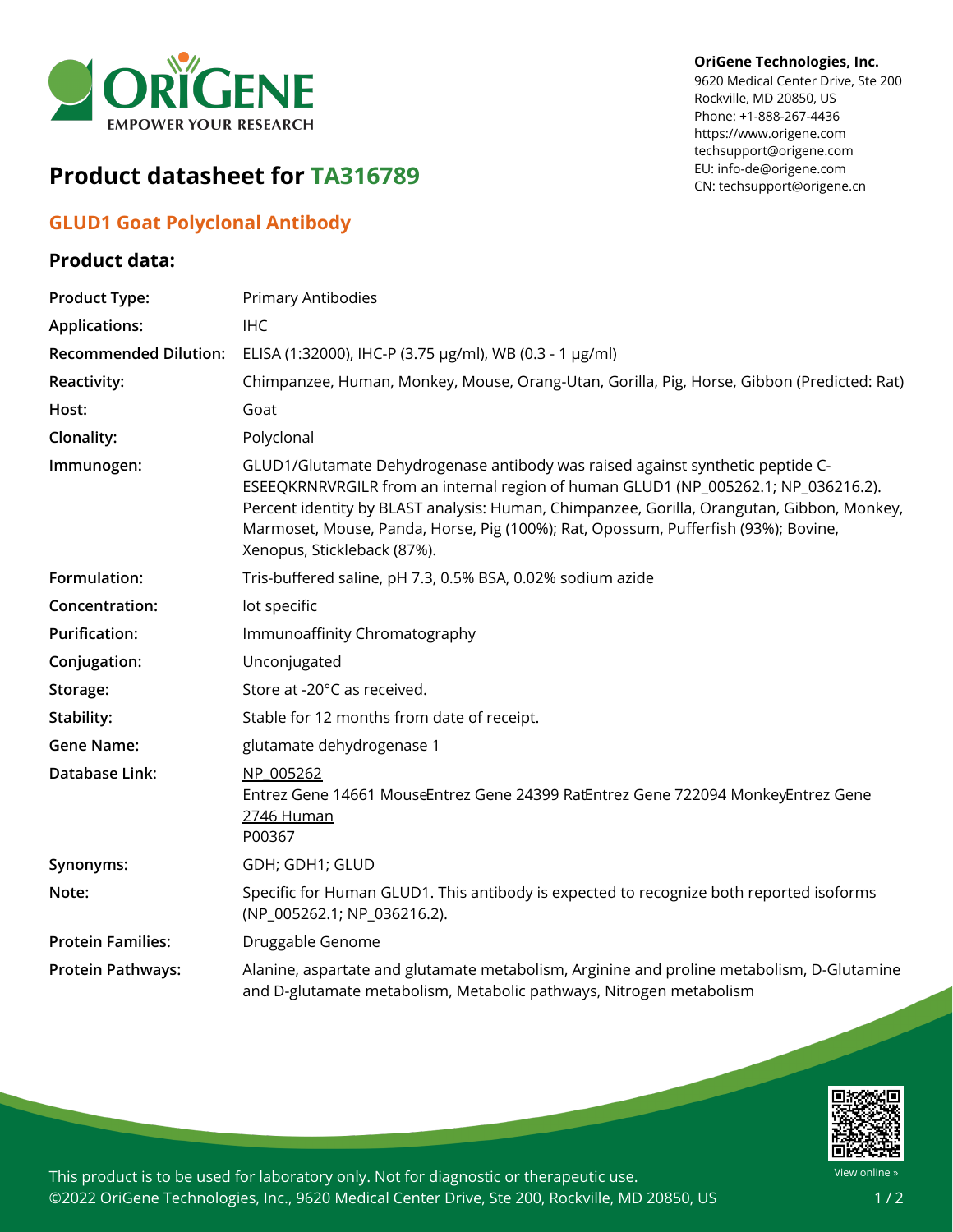**OriGene Technologies, Inc.**
9620 Medical Center Drive, Ste 200
Rockville, MD 20850, US
Phone: +1-888-267-4436
https://www.origene.com
techsupport@origene.com
EU: info-de@origene.com
CN: techsupport@origene.cn

# Product datasheet for TA316789

## GLUD1 Goat Polyclonal Antibody

### Product data:

| | |
|---|---|
| **Product Type:** | Primary Antibodies |
| **Applications:** | IHC |
| **Recommended Dilution:** | ELISA (1:32000), IHC-P (3.75 µg/ml), WB (0.3 - 1 µg/ml) |
| **Reactivity:** | Chimpanzee, Human, Monkey, Mouse, Orang-Utan, Gorilla, Pig, Horse, Gibbon (Predicted: Rat) |
| **Host:** | Goat |
| **Clonality:** | Polyclonal |
| **Immunogen:** | GLUD1/Glutamate Dehydrogenase antibody was raised against synthetic peptide C-ESEEQKRNRVRGILR from an internal region of human GLUD1 (NP_005262.1; NP_036216.2). Percent identity by BLAST analysis: Human, Chimpanzee, Gorilla, Orangutan, Gibbon, Monkey, Marmoset, Mouse, Panda, Horse, Pig (100%); Rat, Opossum, Pufferfish (93%); Bovine, Xenopus, Stickleback (87%). |
| **Formulation:** | Tris-buffered saline, pH 7.3, 0.5% BSA, 0.02% sodium azide |
| **Concentration:** | lot specific |
| **Purification:** | Immunoaffinity Chromatography |
| **Conjugation:** | Unconjugated |
| **Storage:** | Store at -20°C as received. |
| **Stability:** | Stable for 12 months from date of receipt. |
| **Gene Name:** | glutamate dehydrogenase 1 |
| **Database Link:** | NP_005262<br>Entrez Gene 14661 MouseEntrez Gene 24399 RatEntrez Gene 722094 MonkeyEntrez Gene 2746 Human<br>P00367 |
| **Synonyms:** | GDH; GDH1; GLUD |
| **Note:** | Specific for Human GLUD1. This antibody is expected to recognize both reported isoforms (NP_005262.1; NP_036216.2). |
| **Protein Families:** | Druggable Genome |
| **Protein Pathways:** | Alanine, aspartate and glutamate metabolism, Arginine and proline metabolism, D-Glutamine and D-glutamate metabolism, Metabolic pathways, Nitrogen metabolism |

This product is to be used for laboratory only. Not for diagnostic or therapeutic use.
©2022 OriGene Technologies, Inc., 9620 Medical Center Drive, Ste 200, Rockville, MD 20850, US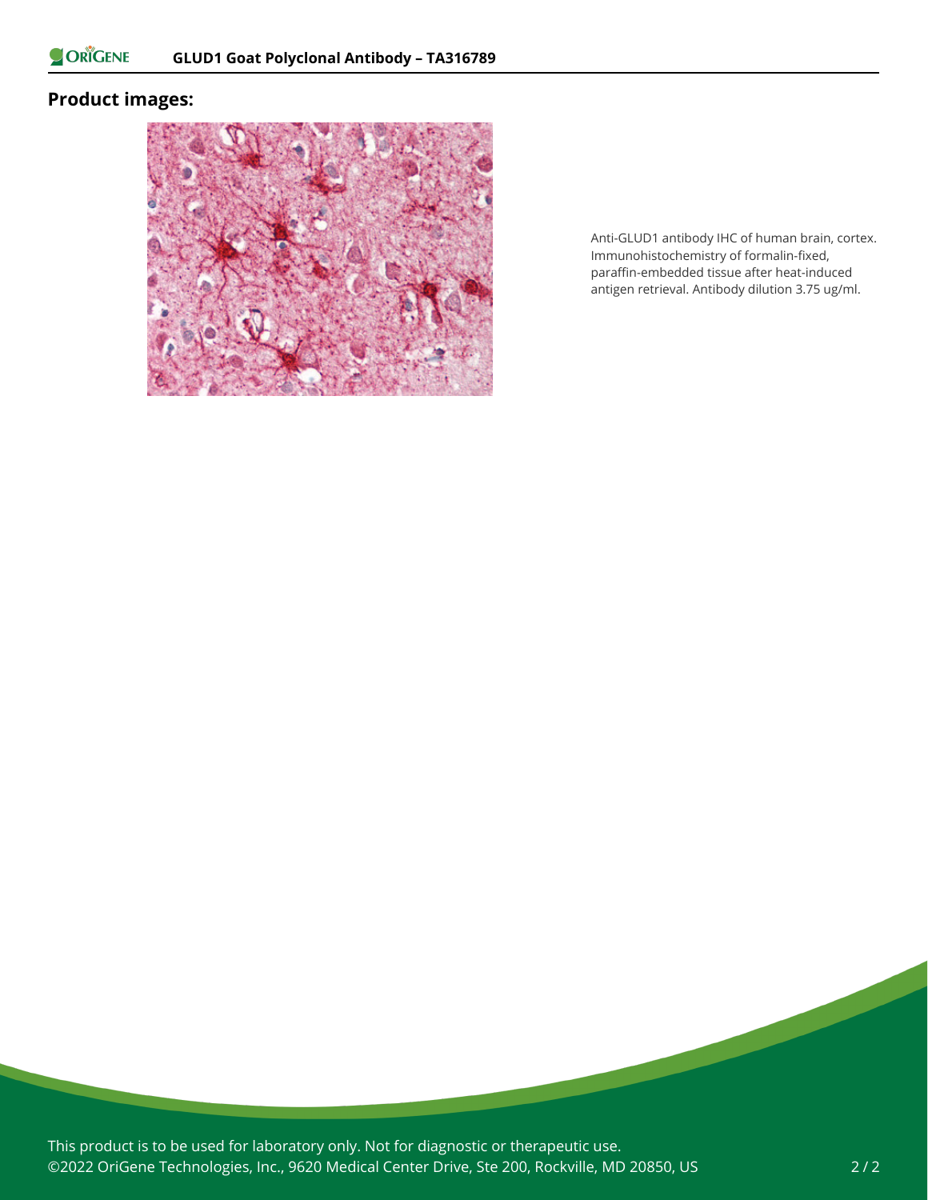## Product images:

Anti-GLUD1 antibody IHC of human brain, cortex. Immunohistochemistry of formalin-fixed, paraffin-embedded tissue after heat-induced antigen retrieval. Antibody dilution 3.75 ug/ml.